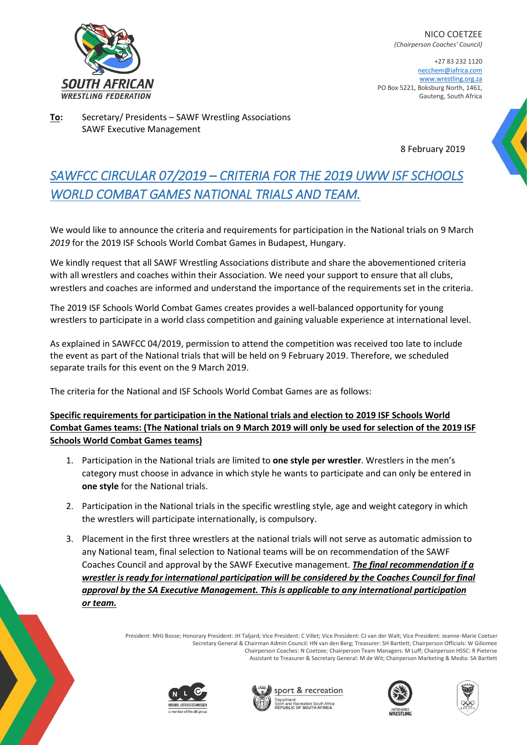NICO COETZEE
*(Chairperson Coaches' Council)*

+27 83 232 1120
necchem@iafrica.com
www.wrestling.org.za
PO Box 5221, Boksburg North, 1461,
Gauteng, South Africa

**To:** Secretary/ Presidents – SAWF Wrestling Associations
SAWF Executive Management

8 February 2019

# *SAWFCC CIRCULAR 07/2019 – CRITERIA FOR THE 2019 UWW ISF SCHOOLS WORLD COMBAT GAMES NATIONAL TRIALS AND TEAM.*

We would like to announce the criteria and requirements for participation in the National trials on 9 March *2019* for the 2019 ISF Schools World Combat Games in Budapest, Hungary.

We kindly request that all SAWF Wrestling Associations distribute and share the abovementioned criteria with all wrestlers and coaches within their Association. We need your support to ensure that all clubs, wrestlers and coaches are informed and understand the importance of the requirements set in the criteria.

The 2019 ISF Schools World Combat Games creates provides a well-balanced opportunity for young wrestlers to participate in a world class competition and gaining valuable experience at international level.

As explained in SAWFCC 04/2019, permission to attend the competition was received too late to include the event as part of the National trials that will be held on 9 February 2019. Therefore, we scheduled separate trails for this event on the 9 March 2019.

The criteria for the National and ISF Schools World Combat Games are as follows:

**Specific requirements for participation in the National trials and election to 2019 ISF Schools World Combat Games teams: (The National trials on 9 March 2019 will only be used for selection of the 2019 ISF Schools World Combat Games teams)**

1. Participation in the National trials are limited to **one style per wrestler**. Wrestlers in the men's category must choose in advance in which style he wants to participate and can only be entered in **one style** for the National trials.
2. Participation in the National trials in the specific wrestling style, age and weight category in which the wrestlers will participate internationally, is compulsory.
3. Placement in the first three wrestlers at the national trials will not serve as automatic admission to any National team, final selection to National teams will be on recommendation of the SAWF Coaches Council and approval by the SAWF Executive management. ***The final recommendation if a wrestler is ready for international participation will be considered by the Coaches Council for final approval by the SA Executive Management. This is applicable to any international participation or team.***

President: MHJ Bosse; Honorary President: JH Taljard; Vice President: C Villet; Vice President: CJ van der Walt; Vice President: Jeanne-Marie Coetser
Secretary General & Chairman Admin Council: HN van den Berg; Treasurer: SH Bartlett; Chairperson Officials: W Giliomee
Chairperson Coaches: N Coetzee; Chairperson Team Managers: M Luff; Chairperson HSSC: R Pieterse
Assistant to Treasurer & Secretary General: M de Wit; Chairperson Marketing & Media: SA Bartlett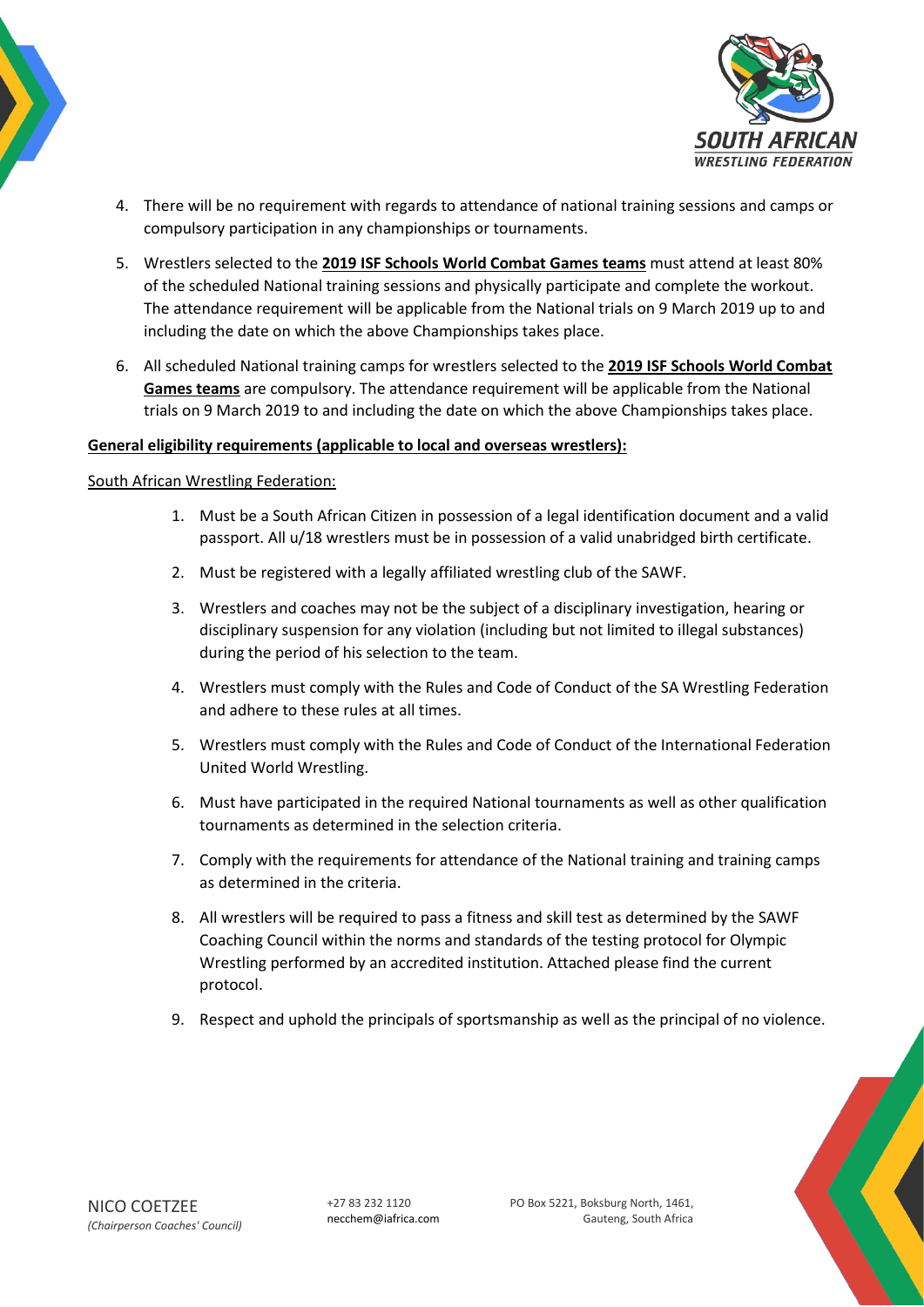4. There will be no requirement with regards to attendance of national training sessions and camps or compulsory participation in any championships or tournaments.
5. Wrestlers selected to the **2019 ISF Schools World Combat Games teams** must attend at least 80% of the scheduled National training sessions and physically participate and complete the workout. The attendance requirement will be applicable from the National trials on 9 March 2019 up to and including the date on which the above Championships takes place.
6. All scheduled National training camps for wrestlers selected to the **2019 ISF Schools World Combat Games teams** are compulsory. The attendance requirement will be applicable from the National trials on 9 March 2019 to and including the date on which the above Championships takes place.

**General eligibility requirements (applicable to local and overseas wrestlers):**

South African Wrestling Federation:

1. Must be a South African Citizen in possession of a legal identification document and a valid passport. All u/18 wrestlers must be in possession of a valid unabridged birth certificate.
2. Must be registered with a legally affiliated wrestling club of the SAWF.
3. Wrestlers and coaches may not be the subject of a disciplinary investigation, hearing or disciplinary suspension for any violation (including but not limited to illegal substances) during the period of his selection to the team.
4. Wrestlers must comply with the Rules and Code of Conduct of the SA Wrestling Federation and adhere to these rules at all times.
5. Wrestlers must comply with the Rules and Code of Conduct of the International Federation United World Wrestling.
6. Must have participated in the required National tournaments as well as other qualification tournaments as determined in the selection criteria.
7. Comply with the requirements for attendance of the National training and training camps as determined in the criteria.
8. All wrestlers will be required to pass a fitness and skill test as determined by the SAWF Coaching Council within the norms and standards of the testing protocol for Olympic Wrestling performed by an accredited institution. Attached please find the current protocol.
9. Respect and uphold the principals of sportsmanship as well as the principal of no violence.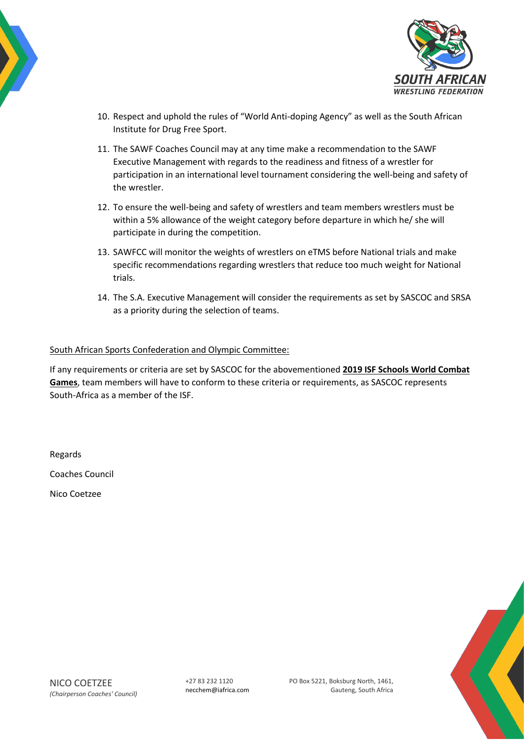10. Respect and uphold the rules of "World Anti-doping Agency" as well as the South African Institute for Drug Free Sport.

11. The SAWF Coaches Council may at any time make a recommendation to the SAWF Executive Management with regards to the readiness and fitness of a wrestler for participation in an international level tournament considering the well-being and safety of the wrestler.

12. To ensure the well-being and safety of wrestlers and team members wrestlers must be within a 5% allowance of the weight category before departure in which he/ she will participate in during the competition.

13. SAWFCC will monitor the weights of wrestlers on eTMS before National trials and make specific recommendations regarding wrestlers that reduce too much weight for National trials.

14. The S.A. Executive Management will consider the requirements as set by SASCOC and SRSA as a priority during the selection of teams.

<u>South African Sports Confederation and Olympic Committee:</u>

If any requirements or criteria are set by SASCOC for the abovementioned **<u>2019 ISF Schools World Combat Games</u>**, team members will have to conform to these criteria or requirements, as SASCOC represents South-Africa as a member of the ISF.

Regards

Coaches Council

Nico Coetzee

NICO COETZEE
*(Chairperson Coaches' Council)*

+27 83 232 1120
necchem@iafrica.com

PO Box 5221, Boksburg North, 1461,
Gauteng, South Africa